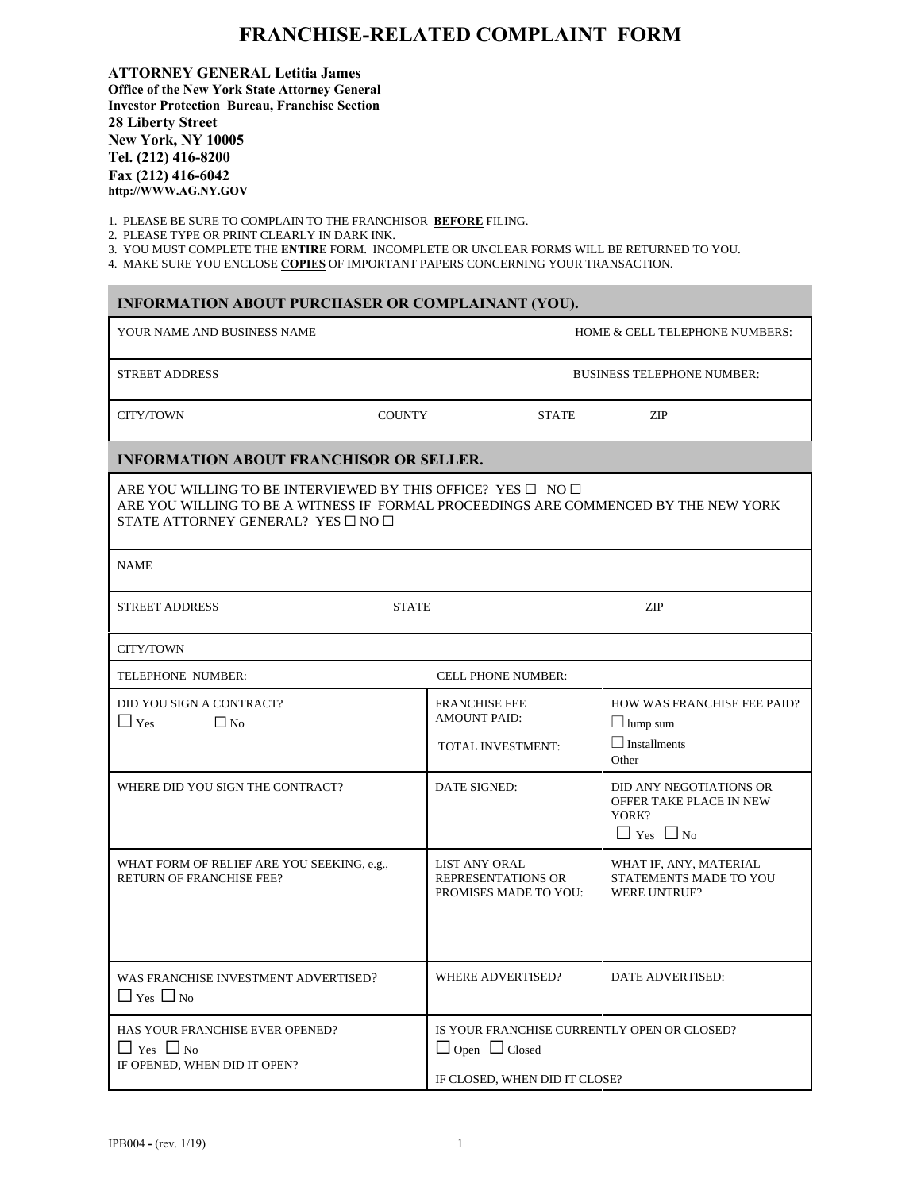# FRANCHISE-RELATED COMPLAINT FORM

**ATTORNEY GENERAL Letitia James**
**Office of the New York State Attorney General**
**Investor Protection Bureau, Franchise Section**
**28 Liberty Street**
**New York, NY 10005**
**Tel. (212) 416-8200**
**Fax (212) 416-6042**
**http://WWW.AG.NY.GOV**

1. PLEASE BE SURE TO COMPLAIN TO THE FRANCHISOR **BEFORE** FILING.
2. PLEASE TYPE OR PRINT CLEARLY IN DARK INK.
3. YOU MUST COMPLETE THE **ENTIRE** FORM. INCOMPLETE OR UNCLEAR FORMS WILL BE RETURNED TO YOU.
4. MAKE SURE YOU ENCLOSE **COPIES** OF IMPORTANT PAPERS CONCERNING YOUR TRANSACTION.

## INFORMATION ABOUT PURCHASER OR COMPLAINANT (YOU).

| | | | |
|---|---|---|---|
| YOUR NAME AND BUSINESS NAME | | HOME & CELL TELEPHONE NUMBERS: | |
| STREET ADDRESS | | BUSINESS TELEPHONE NUMBER: | |
| CITY/TOWN | COUNTY | STATE | ZIP |

## INFORMATION ABOUT FRANCHISOR OR SELLER.

ARE YOU WILLING TO BE INTERVIEWED BY THIS OFFICE? YES ☐ NO ☐
ARE YOU WILLING TO BE A WITNESS IF FORMAL PROCEEDINGS ARE COMMENCED BY THE NEW YORK STATE ATTORNEY GENERAL? YES ☐ NO ☐

| | | |
|---|---|---|
| NAME | | |
| STREET ADDRESS | STATE | ZIP |
| CITY/TOWN | | |
| TELEPHONE NUMBER: | CELL PHONE NUMBER: | |
| DID YOU SIGN A CONTRACT? ☐ Yes ☐ No | FRANCHISE FEE AMOUNT PAID: <br> TOTAL INVESTMENT: | HOW WAS FRANCHISE FEE PAID? ☐ lump sum ☐ Installments Other___________________ |
| WHERE DID YOU SIGN THE CONTRACT? | DATE SIGNED: | DID ANY NEGOTIATIONS OR OFFER TAKE PLACE IN NEW YORK? ☐ Yes ☐ No |
| WHAT FORM OF RELIEF ARE YOU SEEKING, e.g., RETURN OF FRANCHISE FEE? | LIST ANY ORAL REPRESENTATIONS OR PROMISES MADE TO YOU: | WHAT IF, ANY, MATERIAL STATEMENTS MADE TO YOU WERE UNTRUE? |
| WAS FRANCHISE INVESTMENT ADVERTISED? ☐ Yes ☐ No | WHERE ADVERTISED? | DATE ADVERTISED: |
| HAS YOUR FRANCHISE EVER OPENED? ☐ Yes ☐ No <br> IF OPENED, WHEN DID IT OPEN? | IS YOUR FRANCHISE CURRENTLY OPEN OR CLOSED? ☐ Open ☐ Closed <br> IF CLOSED, WHEN DID IT CLOSE? | |

IPB004 - (rev. 1/19)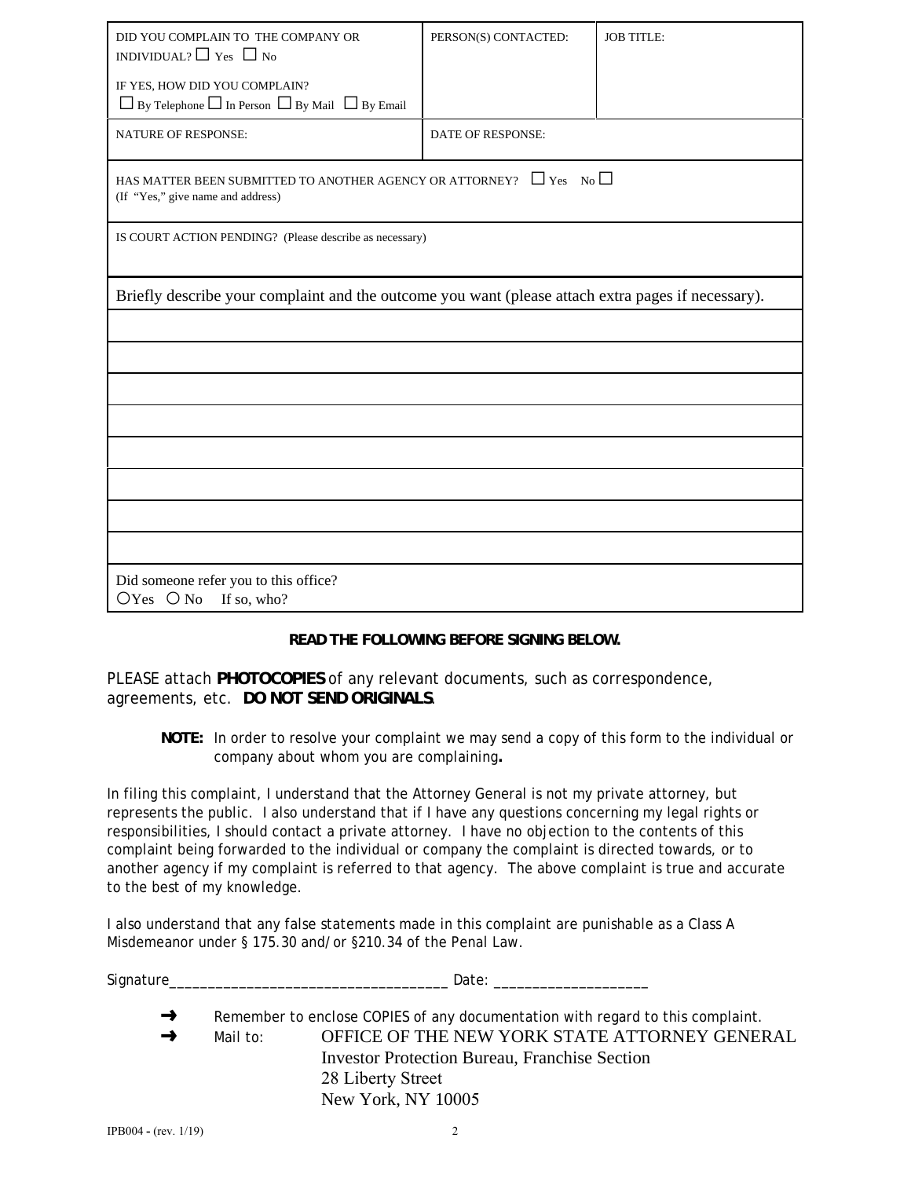| | | |
|---|---|---|
| DID YOU COMPLAIN TO THE COMPANY OR INDIVIDUAL? ☐ Yes ☐ No<br><br>IF YES, HOW DID YOU COMPLAIN?<br>☐ By Telephone ☐ In Person ☐ By Mail ☐ By Email | PERSON(S) CONTACTED: | JOB TITLE: |
| NATURE OF RESPONSE: | DATE OF RESPONSE: | |
| HAS MATTER BEEN SUBMITTED TO ANOTHER AGENCY OR ATTORNEY? ☐ Yes No ☐<br>(If "Yes," give name and address) | | |
| IS COURT ACTION PENDING? (Please describe as necessary) | | |
| Briefly describe your complaint and the outcome you want (please attach extra pages if necessary). | | |
| | | |
| | | |
| | | |
| | | |
| | | |
| | | |
| | | |
| | | |
| Did someone refer you to this office?<br>○Yes ○ No If so, who? | | |

**READ THE FOLLOWING BEFORE SIGNING BELOW.**

PLEASE attach **PHOTOCOPIES** of any relevant documents, such as correspondence, agreements, etc. **DO NOT SEND ORIGINALS**.

> **NOTE:** In order to resolve your complaint we may send a copy of this form to the individual or company about whom you are complaining**.**

In filing this complaint, I understand that the Attorney General is not my private attorney, but represents the public. I also understand that if I have any questions concerning my legal rights or responsibilities, I should contact a private attorney. I have no objection to the contents of this complaint being forwarded to the individual or company the complaint is directed towards, or to another agency if my complaint is referred to that agency. The above complaint is true and accurate to the best of my knowledge.

I also understand that any false statements made in this complaint are punishable as a Class A Misdemeanor under § 175.30 and/or §210.34 of the Penal Law.

Signature___________________________________ Date: ___________________

- ➜ Remember to enclose COPIES of any documentation with regard to this complaint.
- ➜ Mail to: OFFICE OF THE NEW YORK STATE ATTORNEY GENERAL
  Investor Protection Bureau, Franchise Section
  28 Liberty Street
  New York, NY 10005

IPB004 - (rev. 1/19)